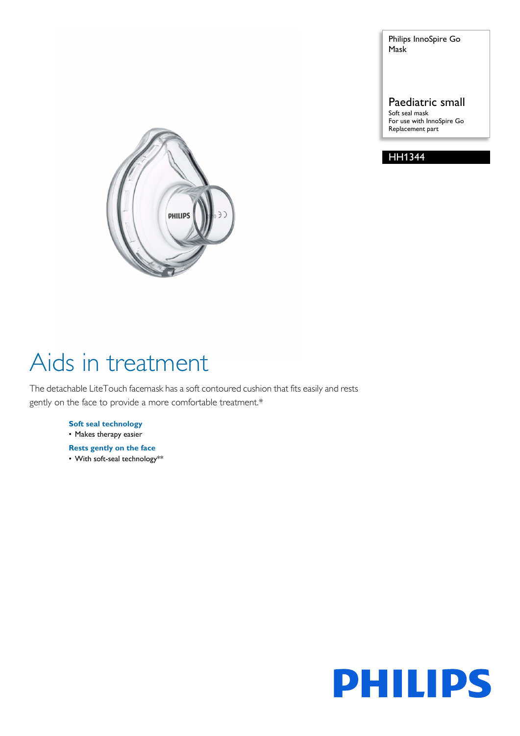Philips InnoSpire Go
Mask

## Paediatric small

Soft seal mask
For use with InnoSpire Go
Replacement part

HH1344

# Aids in treatment

The detachable LiteTouch facemask has a soft contoured cushion that fits easily and rests gently on the face to provide a more comfortable treatment.*

**Soft seal technology**
- Makes therapy easier

**Rests gently on the face**
- With soft-seal technology**

PHILIPS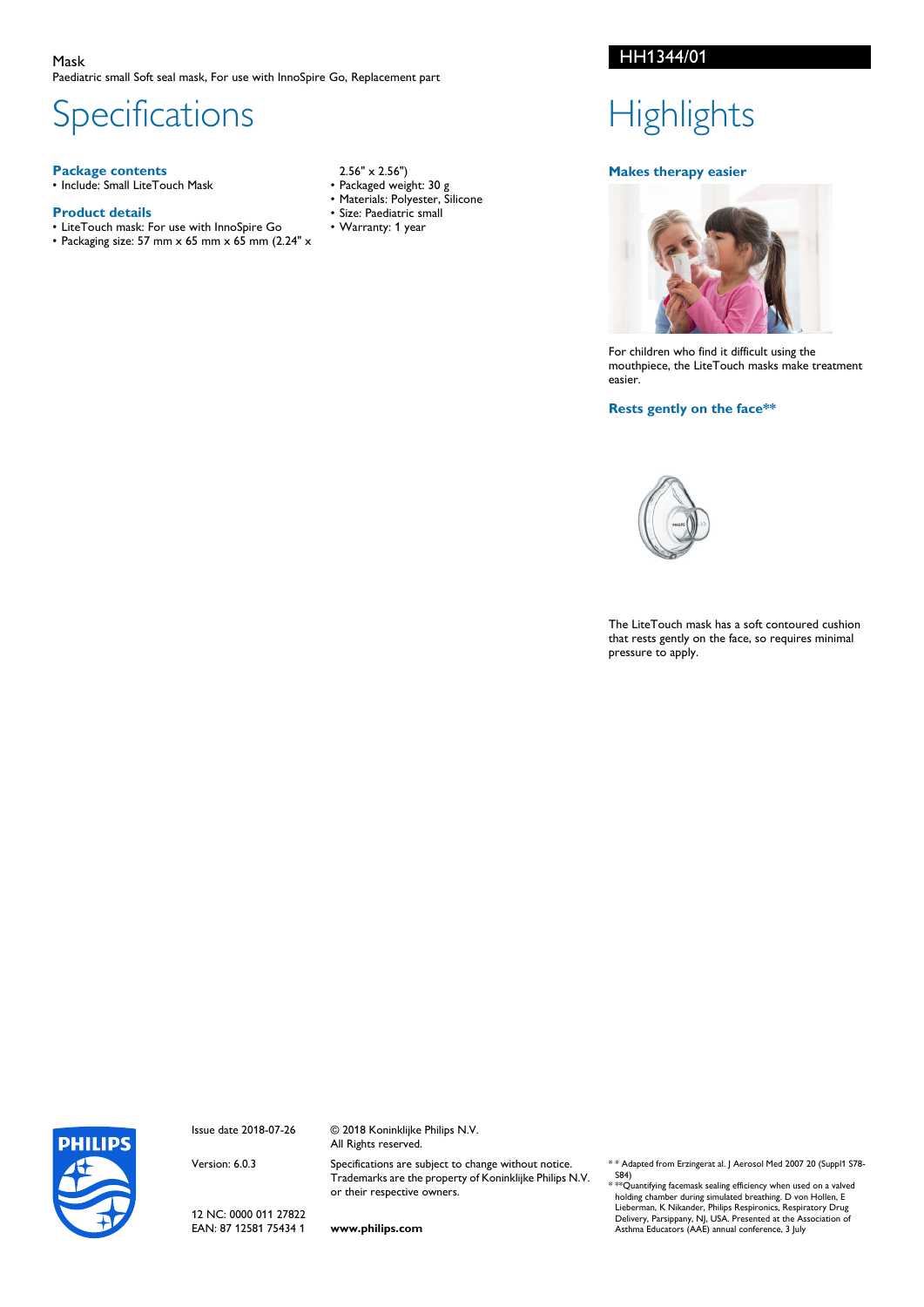Mask

Paediatric small Soft seal mask, For use with InnoSpire Go, Replacement part

HH1344/01

# Specifications

### Package contents

- Include: Small LiteTouch Mask

### Product details

- LiteTouch mask: For use with InnoSpire Go
- Packaging size: 57 mm x 65 mm x 65 mm (2.24" x 2.56" x 2.56")
- Packaged weight: 30 g
- Materials: Polyester, Silicone
- Size: Paediatric small
- Warranty: 1 year

# Highlights

### Makes therapy easier

For children who find it difficult using the mouthpiece, the LiteTouch masks make treatment easier.

### Rests gently on the face**

The LiteTouch mask has a soft contoured cushion that rests gently on the face, so requires minimal pressure to apply.

Issue date 2018-07-26

Version: 6.0.3

12 NC: 0000 011 27822
EAN: 87 12581 75434 1

© 2018 Koninklijke Philips N.V.
All Rights reserved.

Specifications are subject to change without notice. Trademarks are the property of Koninklijke Philips N.V. or their respective owners.

**www.philips.com**

* * Adapted from Erzingerat al. J Aerosol Med 2007 20 (Suppl1 S78-S84)

* **Quantifying facemask sealing efficiency when used on a valved holding chamber during simulated breathing. D von Hollen, E Lieberman, K Nikander, Philips Respironics, Respiratory Drug Delivery, Parsippany, NJ, USA. Presented at the Association of Asthma Educators (AAE) annual conference, 3 July